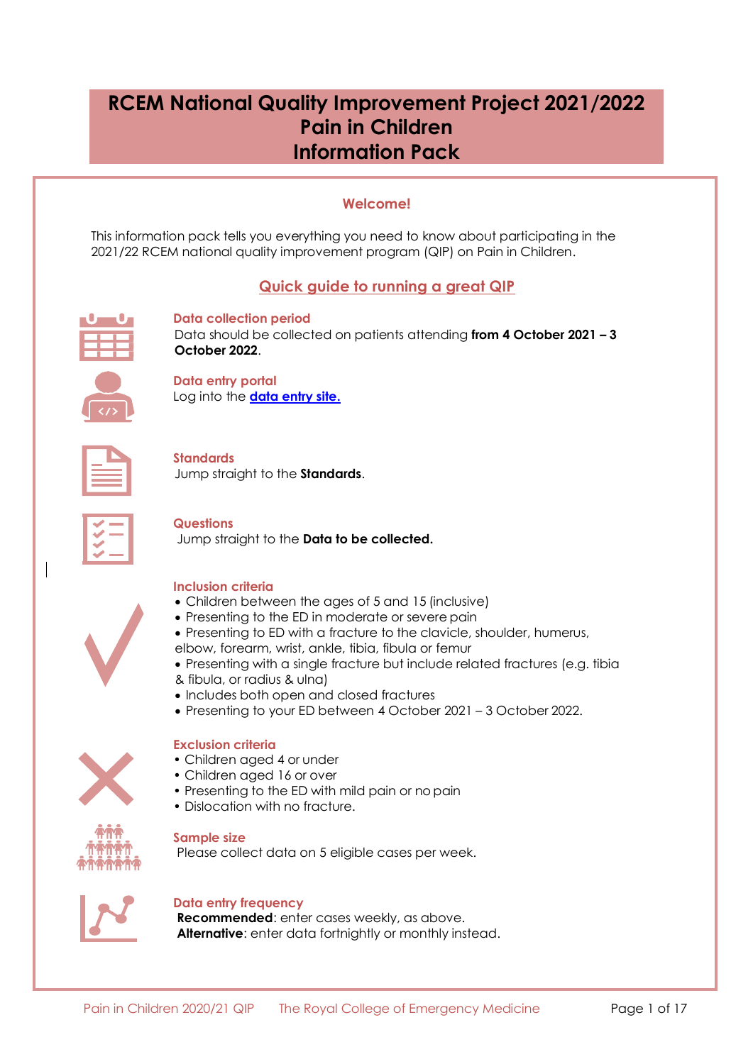# RCEM National Quality Improvement Project 2021/2022
# Pain in Children
# Information Pack

## Welcome!

This information pack tells you everything you need to know about participating in the 2021/22 RCEM national quality improvement program (QIP) on Pain in Children.

## Quick guide to running a great QIP

### Data collection period

Data should be collected on patients attending **from 4 October 2021 – 3 October 2022**.

### Data entry portal

Log into the **data entry site.**

### Standards

Jump straight to the **Standards**.

### Questions

Jump straight to the **Data to be collected.**

### Inclusion criteria

- Children between the ages of 5 and 15 (inclusive)
- Presenting to the ED in moderate or severe pain
- Presenting to ED with a fracture to the clavicle, shoulder, humerus, elbow, forearm, wrist, ankle, tibia, fibula or femur
- Presenting with a single fracture but include related fractures (e.g. tibia & fibula, or radius & ulna)
- Includes both open and closed fractures
- Presenting to your ED between 4 October 2021 – 3 October 2022.

### Exclusion criteria

- Children aged 4 or under
- Children aged 16 or over
- Presenting to the ED with mild pain or no pain
- Dislocation with no fracture.

### Sample size

Please collect data on 5 eligible cases per week.

### Data entry frequency

**Recommended**: enter cases weekly, as above.
**Alternative**: enter data fortnightly or monthly instead.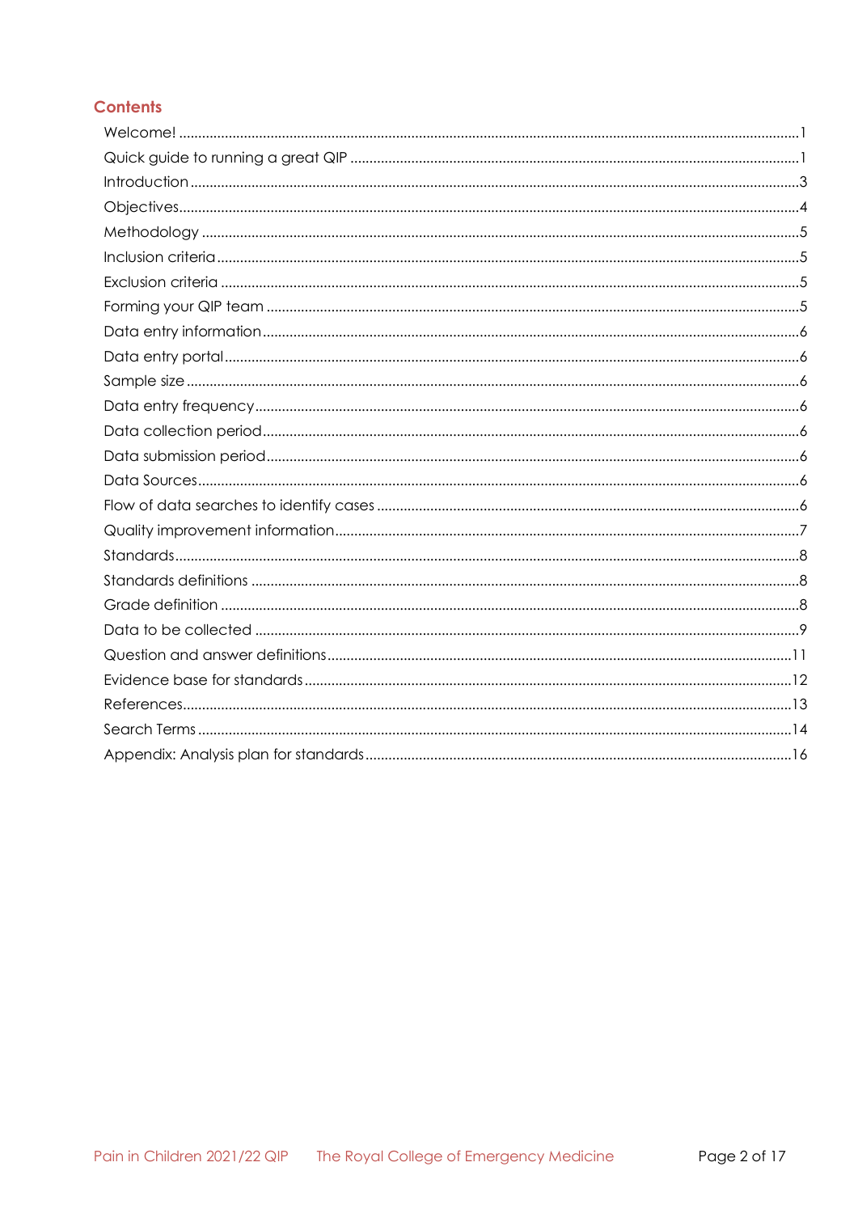## Contents

Welcome! ..... 1
Quick guide to running a great QIP ..... 1
Introduction ..... 3
Objectives ..... 4
Methodology ..... 5
Inclusion criteria ..... 5
Exclusion criteria ..... 5
Forming your QIP team ..... 5
Data entry information ..... 6
Data entry portal ..... 6
Sample size ..... 6
Data entry frequency ..... 6
Data collection period ..... 6
Data submission period ..... 6
Data Sources ..... 6
Flow of data searches to identify cases ..... 6
Quality improvement information ..... 7
Standards ..... 8
Standards definitions ..... 8
Grade definition ..... 8
Data to be collected ..... 9
Question and answer definitions ..... 11
Evidence base for standards ..... 12
References ..... 13
Search Terms ..... 14
Appendix: Analysis plan for standards ..... 16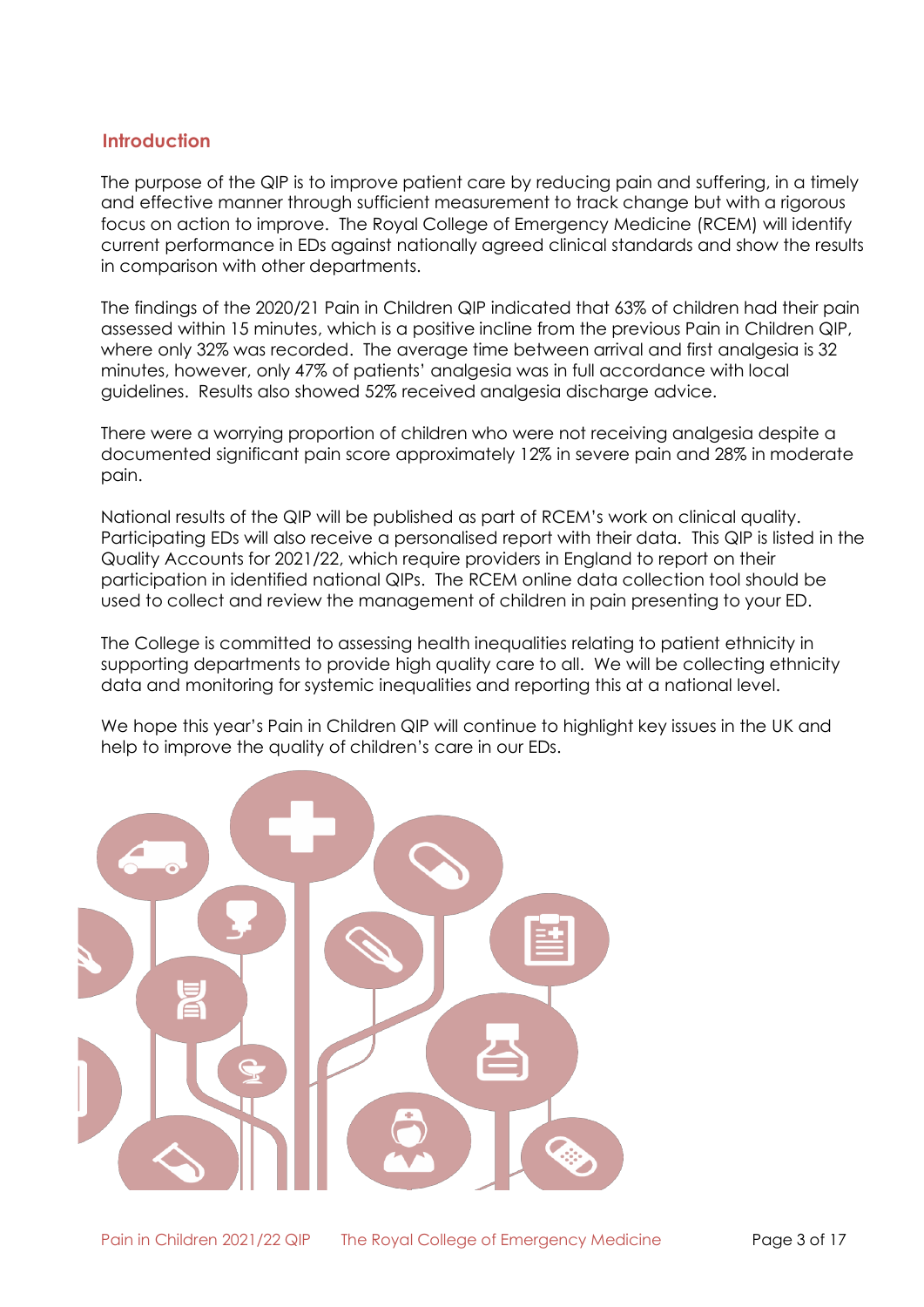## Introduction

The purpose of the QIP is to improve patient care by reducing pain and suffering, in a timely and effective manner through sufficient measurement to track change but with a rigorous focus on action to improve. The Royal College of Emergency Medicine (RCEM) will identify current performance in EDs against nationally agreed clinical standards and show the results in comparison with other departments.

The findings of the 2020/21 Pain in Children QIP indicated that 63% of children had their pain assessed within 15 minutes, which is a positive incline from the previous Pain in Children QIP, where only 32% was recorded. The average time between arrival and first analgesia is 32 minutes, however, only 47% of patients' analgesia was in full accordance with local guidelines. Results also showed 52% received analgesia discharge advice.

There were a worrying proportion of children who were not receiving analgesia despite a documented significant pain score approximately 12% in severe pain and 28% in moderate pain.

National results of the QIP will be published as part of RCEM's work on clinical quality. Participating EDs will also receive a personalised report with their data. This QIP is listed in the Quality Accounts for 2021/22, which require providers in England to report on their participation in identified national QIPs. The RCEM online data collection tool should be used to collect and review the management of children in pain presenting to your ED.

The College is committed to assessing health inequalities relating to patient ethnicity in supporting departments to provide high quality care to all. We will be collecting ethnicity data and monitoring for systemic inequalities and reporting this at a national level.

We hope this year's Pain in Children QIP will continue to highlight key issues in the UK and help to improve the quality of children's care in our EDs.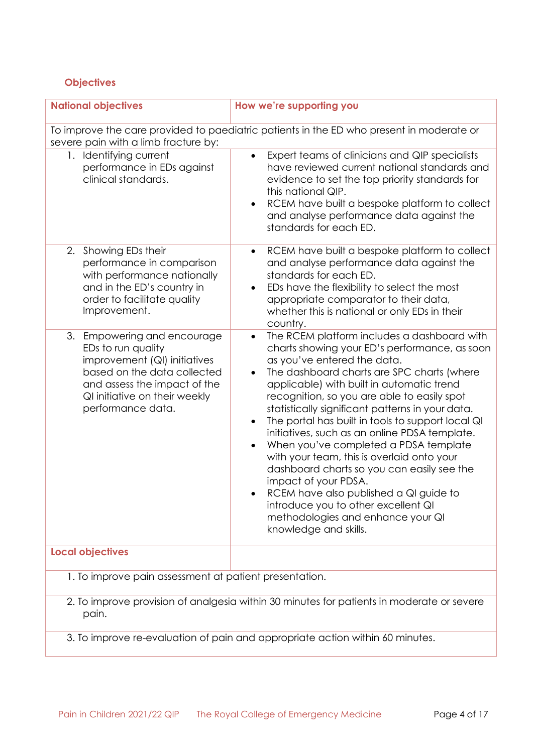## Objectives

| National objectives | How we're supporting you |
|---|---|
| To improve the care provided to paediatric patients in the ED who present in moderate or severe pain with a limb fracture by: | |
| 1. Identifying current performance in EDs against clinical standards. | • Expert teams of clinicians and QIP specialists have reviewed current national standards and evidence to set the top priority standards for this national QIP.<br>• RCEM have built a bespoke platform to collect and analyse performance data against the standards for each ED. |
| 2. Showing EDs their performance in comparison with performance nationally and in the ED's country in order to facilitate quality Improvement. | • RCEM have built a bespoke platform to collect and analyse performance data against the standards for each ED.<br>• EDs have the flexibility to select the most appropriate comparator to their data, whether this is national or only EDs in their country. |
| 3. Empowering and encourage EDs to run quality improvement (QI) initiatives based on the data collected and assess the impact of the QI initiative on their weekly performance data. | • The RCEM platform includes a dashboard with charts showing your ED's performance, as soon as you've entered the data.<br>• The dashboard charts are SPC charts (where applicable) with built in automatic trend recognition, so you are able to easily spot statistically significant patterns in your data.<br>• The portal has built in tools to support local QI initiatives, such as an online PDSA template.<br>• When you've completed a PDSA template with your team, this is overlaid onto your dashboard charts so you can easily see the impact of your PDSA.<br>• RCEM have also published a QI guide to introduce you to other excellent QI methodologies and enhance your QI knowledge and skills. |
| **Local objectives** | |
| 1. To improve pain assessment at patient presentation. | |
| 2. To improve provision of analgesia within 30 minutes for patients in moderate or severe pain. | |
| 3. To improve re-evaluation of pain and appropriate action within 60 minutes. | |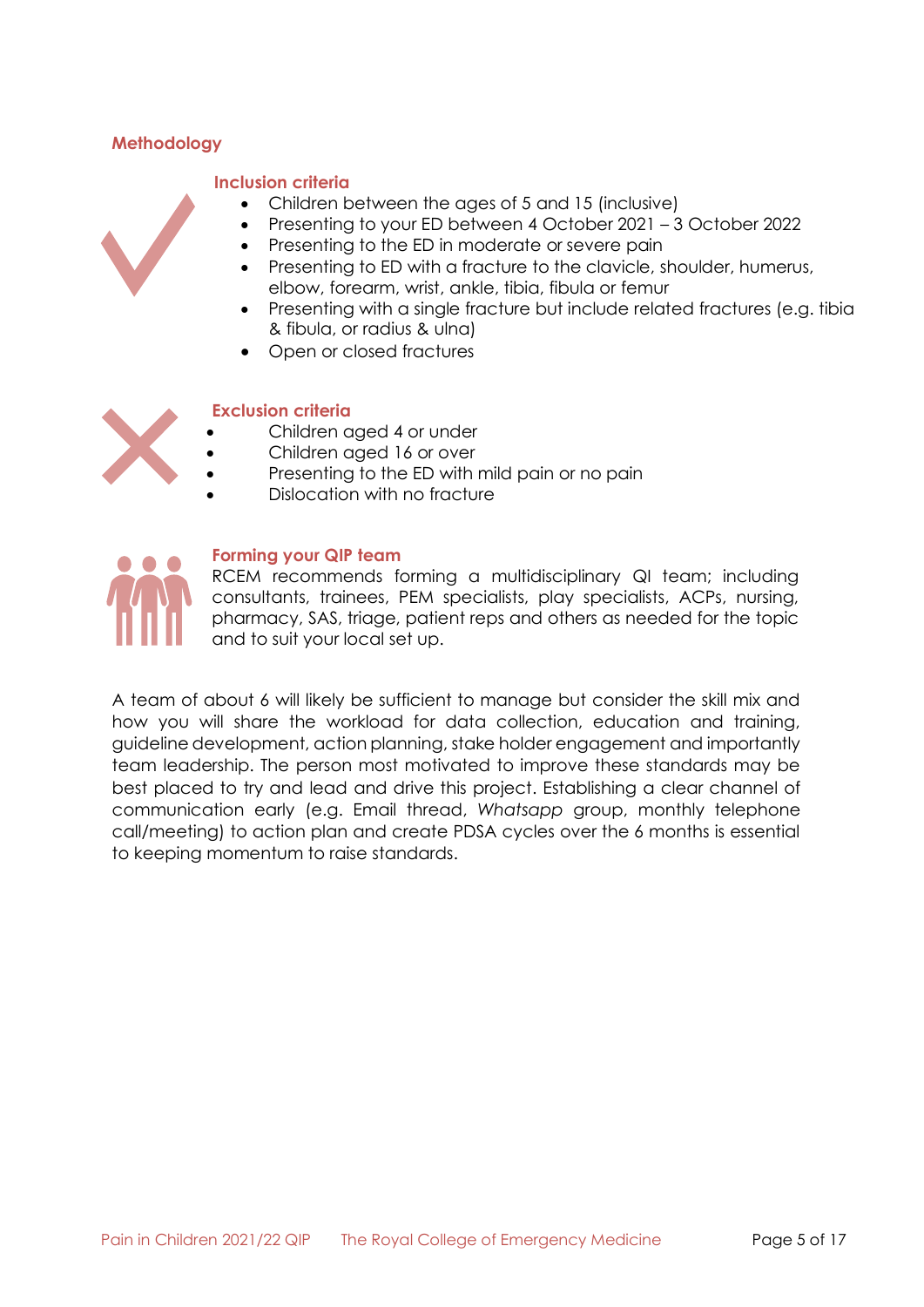## Methodology

### Inclusion criteria

- Children between the ages of 5 and 15 (inclusive)
- Presenting to your ED between 4 October 2021 – 3 October 2022
- Presenting to the ED in moderate or severe pain
- Presenting to ED with a fracture to the clavicle, shoulder, humerus, elbow, forearm, wrist, ankle, tibia, fibula or femur
- Presenting with a single fracture but include related fractures (e.g. tibia & fibula, or radius & ulna)
- Open or closed fractures

### Exclusion criteria

- Children aged 4 or under
- Children aged 16 or over
- Presenting to the ED with mild pain or no pain
- Dislocation with no fracture

### Forming your QIP team

RCEM recommends forming a multidisciplinary QI team; including consultants, trainees, PEM specialists, play specialists, ACPs, nursing, pharmacy, SAS, triage, patient reps and others as needed for the topic and to suit your local set up.

A team of about 6 will likely be sufficient to manage but consider the skill mix and how you will share the workload for data collection, education and training, guideline development, action planning, stake holder engagement and importantly team leadership. The person most motivated to improve these standards may be best placed to try and lead and drive this project. Establishing a clear channel of communication early (e.g. Email thread, *Whatsapp* group, monthly telephone call/meeting) to action plan and create PDSA cycles over the 6 months is essential to keeping momentum to raise standards.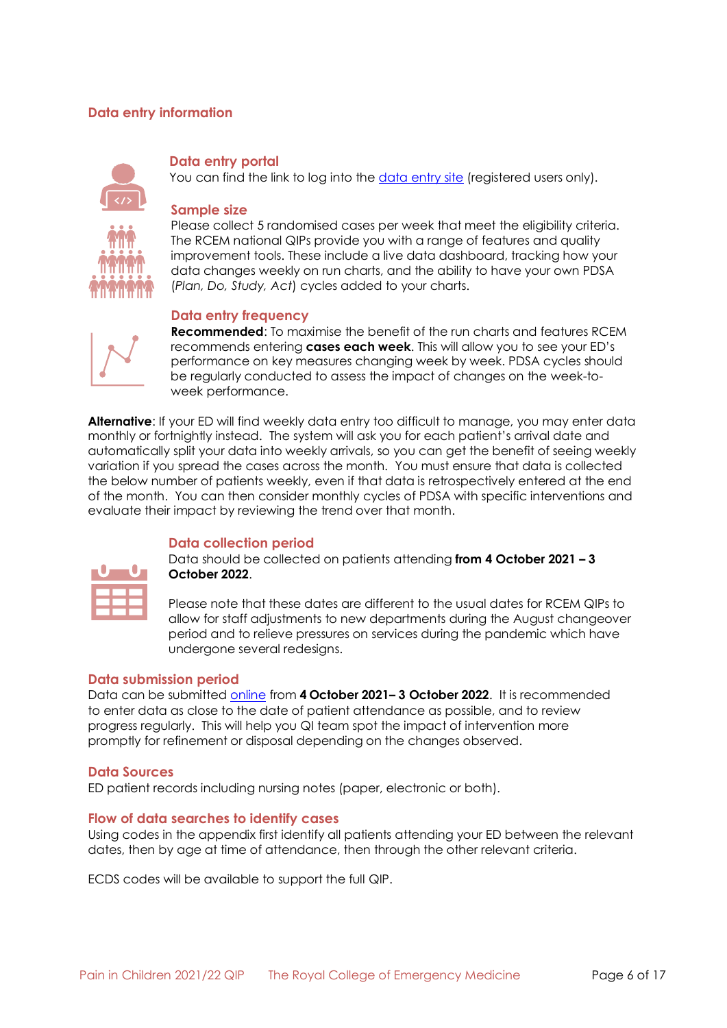## Data entry information

### Data entry portal

You can find the link to log into the data entry site (registered users only).

### Sample size

Please collect 5 randomised cases per week that meet the eligibility criteria. The RCEM national QIPs provide you with a range of features and quality improvement tools. These include a live data dashboard, tracking how your data changes weekly on run charts, and the ability to have your own PDSA (*Plan, Do, Study, Act*) cycles added to your charts.

### Data entry frequency

**Recommended**: To maximise the benefit of the run charts and features RCEM recommends entering **cases each week**. This will allow you to see your ED's performance on key measures changing week by week. PDSA cycles should be regularly conducted to assess the impact of changes on the week-to-week performance.

**Alternative**: If your ED will find weekly data entry too difficult to manage, you may enter data monthly or fortnightly instead. The system will ask you for each patient's arrival date and automatically split your data into weekly arrivals, so you can get the benefit of seeing weekly variation if you spread the cases across the month. You must ensure that data is collected the below number of patients weekly, even if that data is retrospectively entered at the end of the month. You can then consider monthly cycles of PDSA with specific interventions and evaluate their impact by reviewing the trend over that month.

### Data collection period

Data should be collected on patients attending **from 4 October 2021 – 3 October 2022**.

Please note that these dates are different to the usual dates for RCEM QIPs to allow for staff adjustments to new departments during the August changeover period and to relieve pressures on services during the pandemic which have undergone several redesigns.

### Data submission period

Data can be submitted online from **4 October 2021– 3 October 2022**. It is recommended to enter data as close to the date of patient attendance as possible, and to review progress regularly. This will help you QI team spot the impact of intervention more promptly for refinement or disposal depending on the changes observed.

### Data Sources

ED patient records including nursing notes (paper, electronic or both).

### Flow of data searches to identify cases

Using codes in the appendix first identify all patients attending your ED between the relevant dates, then by age at time of attendance, then through the other relevant criteria.

ECDS codes will be available to support the full QIP.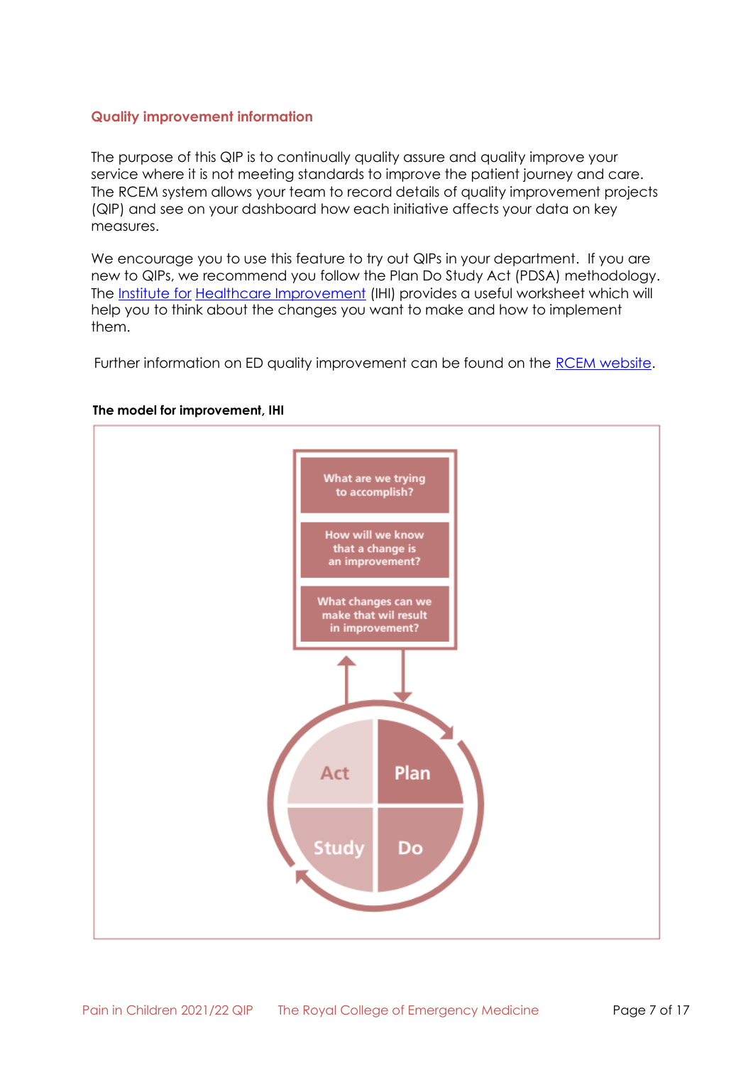## Quality improvement information

The purpose of this QIP is to continually quality assure and quality improve your service where it is not meeting standards to improve the patient journey and care. The RCEM system allows your team to record details of quality improvement projects (QIP) and see on your dashboard how each initiative affects your data on key measures.

We encourage you to use this feature to try out QIPs in your department. If you are new to QIPs, we recommend you follow the Plan Do Study Act (PDSA) methodology. The Institute for Healthcare Improvement (IHI) provides a useful worksheet which will help you to think about the changes you want to make and how to implement them.

Further information on ED quality improvement can be found on the RCEM website.

**The model for improvement, IHI**

What are we trying to accomplish?

How will we know that a change is an improvement?

What changes can we make that wil result in improvement?

Act | Plan | Study | Do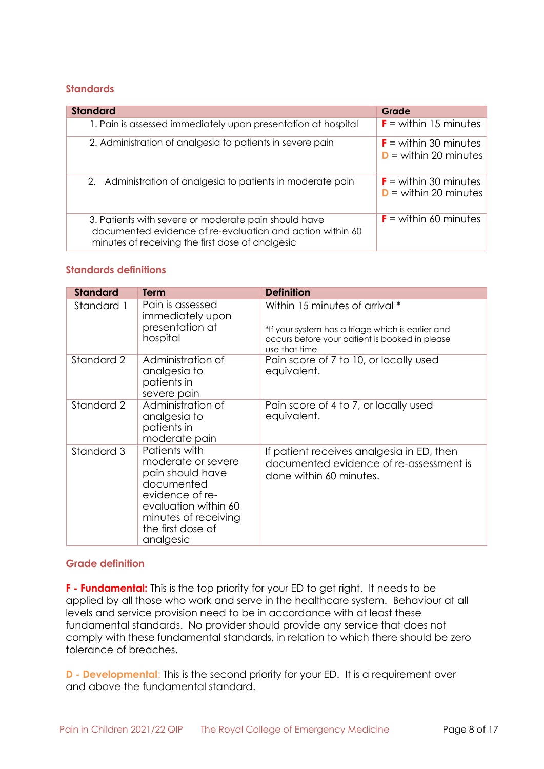## Standards

| Standard | Grade |
|---|---|
| 1. Pain is assessed immediately upon presentation at hospital | **F** = within 15 minutes |
| 2. Administration of analgesia to patients in severe pain | **F** = within 30 minutes<br>**D** = within 20 minutes |
| 2. Administration of analgesia to patients in moderate pain | **F** = within 30 minutes<br>**D** = within 20 minutes |
| 3. Patients with severe or moderate pain should have documented evidence of re-evaluation and action within 60 minutes of receiving the first dose of analgesic | **F** = within 60 minutes |

## Standards definitions

| Standard | Term | Definition |
|---|---|---|
| Standard 1 | Pain is assessed immediately upon presentation at hospital | Within 15 minutes of arrival *<br><br>*If your system has a triage which is earlier and occurs before your patient is booked in please use that time |
| Standard 2 | Administration of analgesia to patients in severe pain | Pain score of 7 to 10, or locally used equivalent. |
| Standard 2 | Administration of analgesia to patients in moderate pain | Pain score of 4 to 7, or locally used equivalent. |
| Standard 3 | Patients with moderate or severe pain should have documented evidence of re-evaluation within 60 minutes of receiving the first dose of analgesic | If patient receives analgesia in ED, then documented evidence of re-assessment is done within 60 minutes. |

## Grade definition

**F - Fundamental:** This is the top priority for your ED to get right. It needs to be applied by all those who work and serve in the healthcare system. Behaviour at all levels and service provision need to be in accordance with at least these fundamental standards. No provider should provide any service that does not comply with these fundamental standards, in relation to which there should be zero tolerance of breaches.

**D - Developmental**: This is the second priority for your ED. It is a requirement over and above the fundamental standard.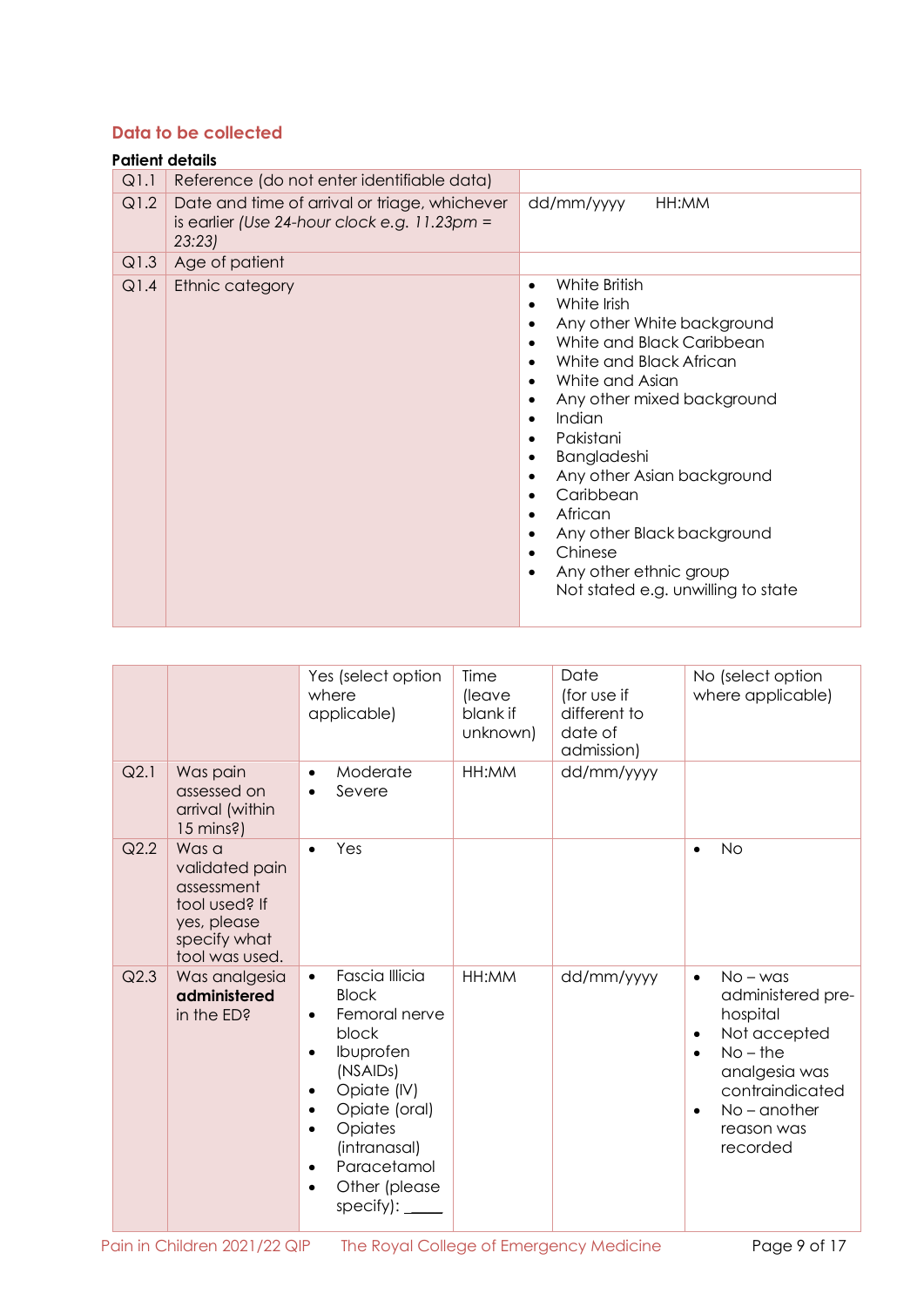## Data to be collected

**Patient details**

| | | |
|---|---|---|
| Q1.1 | Reference (do not enter identifiable data) | |
| Q1.2 | Date and time of arrival or triage, whichever is earlier *(Use 24-hour clock e.g. 11.23pm = 23:23)* | dd/mm/yyyy HH:MM |
| Q1.3 | Age of patient | |
| Q1.4 | Ethnic category | • White British<br>• White Irish<br>• Any other White background<br>• White and Black Caribbean<br>• White and Black African<br>• White and Asian<br>• Any other mixed background<br>• Indian<br>• Pakistani<br>• Bangladeshi<br>• Any other Asian background<br>• Caribbean<br>• African<br>• Any other Black background<br>• Chinese<br>• Any other ethnic group<br>Not stated e.g. unwilling to state |

| | | Yes (select option where applicable) | Time (leave blank if unknown) | Date (for use if different to date of admission) | No (select option where applicable) |
|---|---|---|---|---|---|
| Q2.1 | Was pain assessed on arrival (within 15 mins?) | • Moderate<br>• Severe | HH:MM | dd/mm/yyyy | |
| Q2.2 | Was a validated pain assessment tool used? If yes, please specify what tool was used. | • Yes | | | • No |
| Q2.3 | Was analgesia **administered** in the ED? | • Fascia Illicia Block<br>• Femoral nerve block<br>• Ibuprofen (NSAIDs)<br>• Opiate (IV)<br>• Opiate (oral)<br>• Opiates (intranasal)<br>• Paracetamol<br>• Other (please specify): _____ | HH:MM | dd/mm/yyyy | • No – was administered pre-hospital<br>• Not accepted<br>• No – the analgesia was contraindicated<br>• No – another reason was recorded |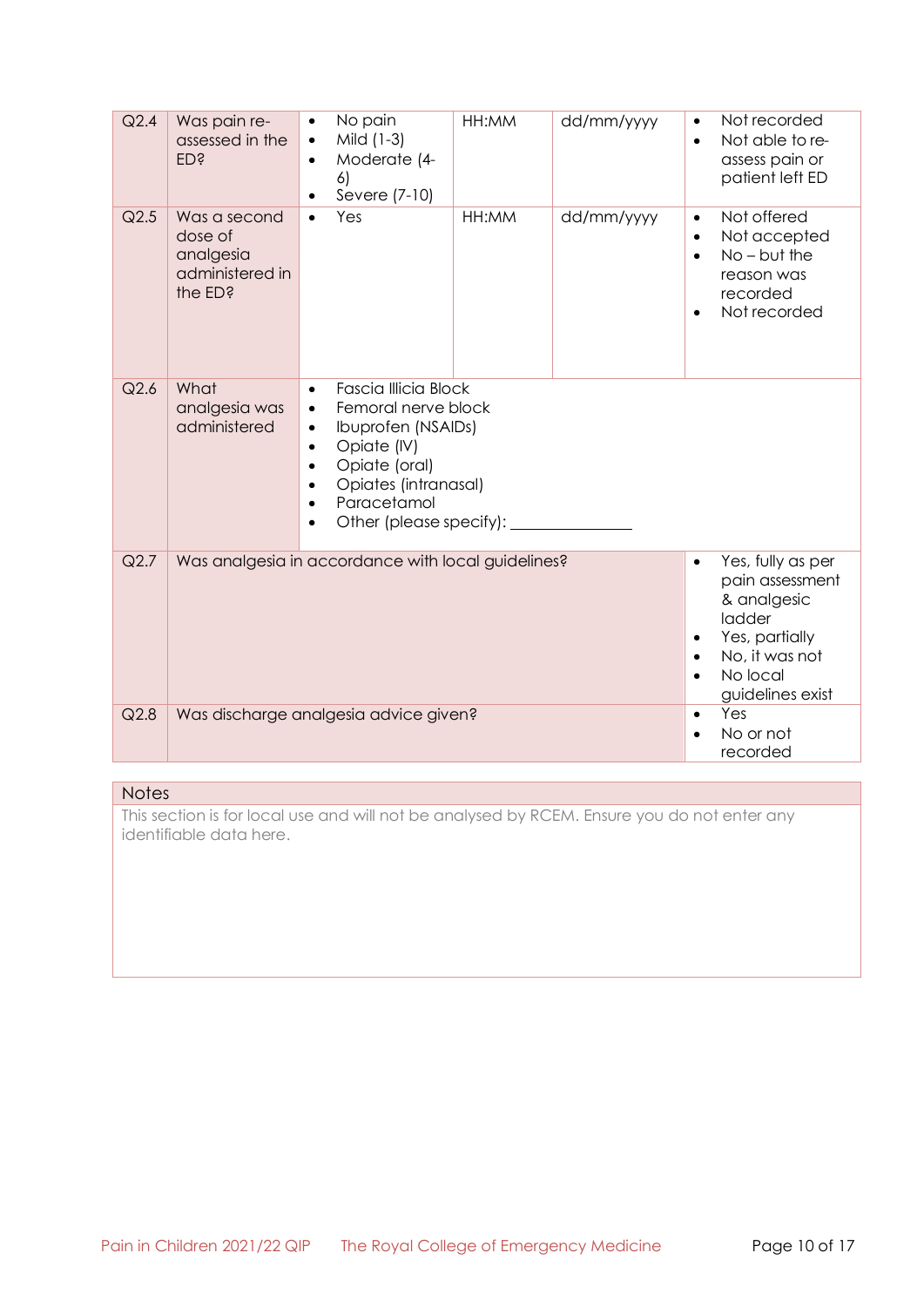| | | | | | |
|---|---|---|---|---|---|
| Q2.4 | Was pain re-assessed in the ED? | • No pain<br>• Mild (1-3)<br>• Moderate (4-6)<br>• Severe (7-10) | HH:MM | dd/mm/yyyy | • Not recorded<br>• Not able to re-assess pain or patient left ED |
| Q2.5 | Was a second dose of analgesia administered in the ED? | • Yes | HH:MM | dd/mm/yyyy | • Not offered<br>• Not accepted<br>• No – but the reason was recorded<br>• Not recorded |
| Q2.6 | What analgesia was administered | • Fascia Illicia Block<br>• Femoral nerve block<br>• Ibuprofen (NSAIDs)<br>• Opiate (IV)<br>• Opiate (oral)<br>• Opiates (intranasal)<br>• Paracetamol<br>• Other (please specify): ______________ | | | |
| Q2.7 | Was analgesia in accordance with local guidelines? | | | | • Yes, fully as per pain assessment & analgesic ladder<br>• Yes, partially<br>• No, it was not<br>• No local guidelines exist |
| Q2.8 | Was discharge analgesia advice given? | | | | • Yes<br>• No or not recorded |

| Notes |
|---|
| This section is for local use and will not be analysed by RCEM. Ensure you do not enter any identifiable data here. |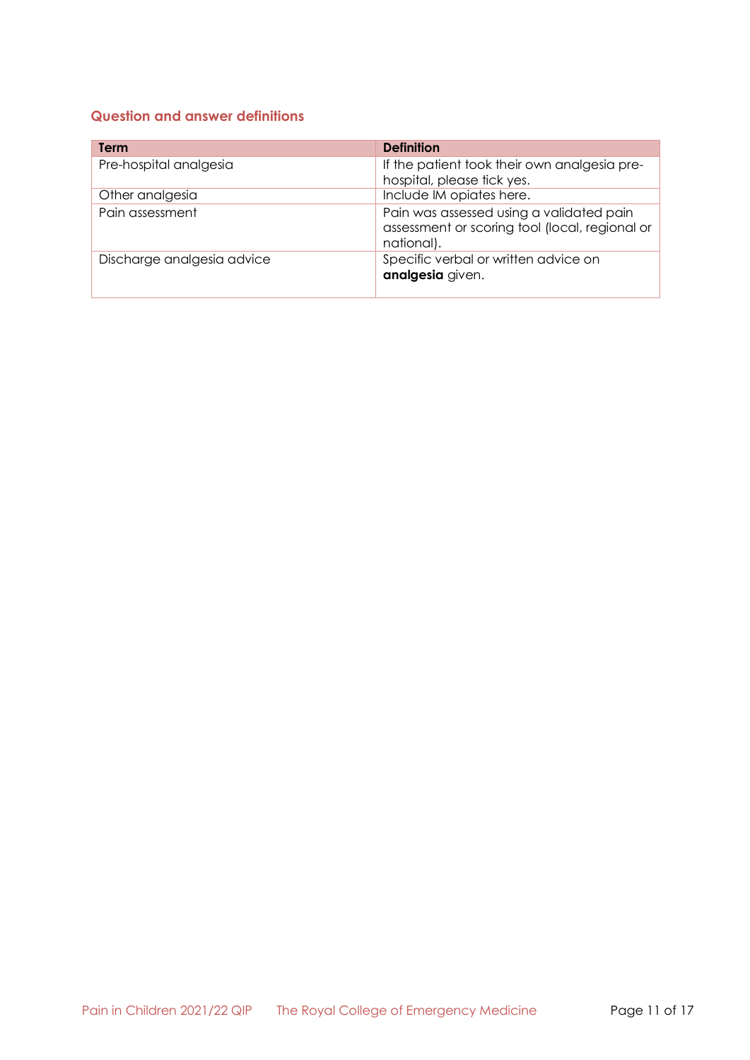## Question and answer definitions

| Term | Definition |
| --- | --- |
| Pre-hospital analgesia | If the patient took their own analgesia pre-hospital, please tick yes. |
| Other analgesia | Include IM opiates here. |
| Pain assessment | Pain was assessed using a validated pain assessment or scoring tool (local, regional or national). |
| Discharge analgesia advice | Specific verbal or written advice on **analgesia** given. |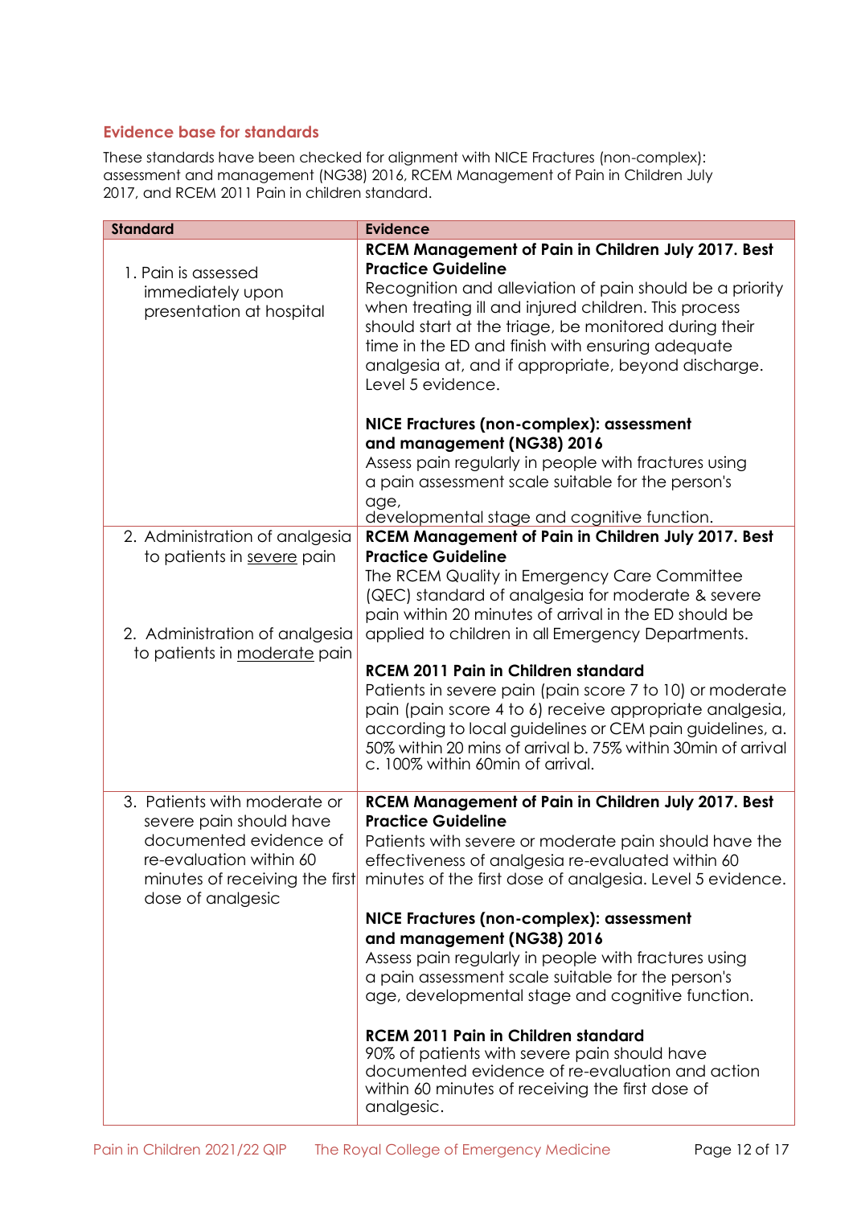## Evidence base for standards

These standards have been checked for alignment with NICE Fractures (non-complex): assessment and management (NG38) 2016, RCEM Management of Pain in Children July 2017, and RCEM 2011 Pain in children standard.

| Standard | Evidence |
|---|---|
| 1. Pain is assessed immediately upon presentation at hospital | **RCEM Management of Pain in Children July 2017. Best Practice Guideline**<br>Recognition and alleviation of pain should be a priority when treating ill and injured children. This process should start at the triage, be monitored during their time in the ED and finish with ensuring adequate analgesia at, and if appropriate, beyond discharge. Level 5 evidence.<br><br>**NICE Fractures (non-complex): assessment and management (NG38) 2016**<br>Assess pain regularly in people with fractures using a pain assessment scale suitable for the person's age, developmental stage and cognitive function. |
| 2. Administration of analgesia to patients in <u>severe</u> pain<br><br>2. Administration of analgesia to patients in <u>moderate</u> pain | **RCEM Management of Pain in Children July 2017. Best Practice Guideline**<br>The RCEM Quality in Emergency Care Committee (QEC) standard of analgesia for moderate & severe pain within 20 minutes of arrival in the ED should be applied to children in all Emergency Departments.<br><br>**RCEM 2011 Pain in Children standard**<br>Patients in severe pain (pain score 7 to 10) or moderate pain (pain score 4 to 6) receive appropriate analgesia, according to local guidelines or CEM pain guidelines, a. 50% within 20 mins of arrival b. 75% within 30min of arrival c. 100% within 60min of arrival. |
| 3. Patients with moderate or severe pain should have documented evidence of re-evaluation within 60 minutes of receiving the first dose of analgesic | **RCEM Management of Pain in Children July 2017. Best Practice Guideline**<br>Patients with severe or moderate pain should have the effectiveness of analgesia re-evaluated within 60 minutes of the first dose of analgesia. Level 5 evidence.<br><br>**NICE Fractures (non-complex): assessment and management (NG38) 2016**<br>Assess pain regularly in people with fractures using a pain assessment scale suitable for the person's age, developmental stage and cognitive function.<br><br>**RCEM 2011 Pain in Children standard**<br>90% of patients with severe pain should have documented evidence of re-evaluation and action within 60 minutes of receiving the first dose of analgesic. |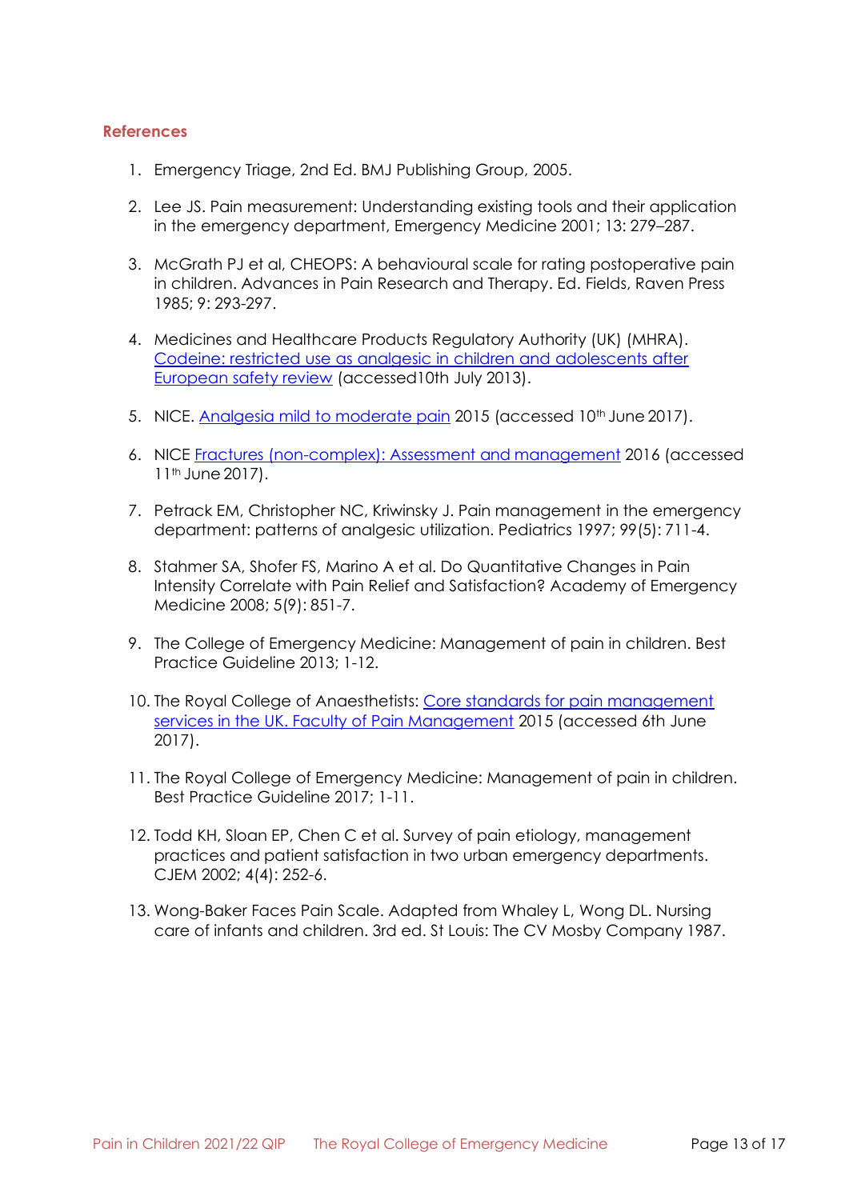## References

1. Emergency Triage, 2nd Ed. BMJ Publishing Group, 2005.

2. Lee JS. Pain measurement: Understanding existing tools and their application in the emergency department, Emergency Medicine 2001; 13: 279–287.

3. McGrath PJ et al, CHEOPS: A behavioural scale for rating postoperative pain in children. Advances in Pain Research and Therapy. Ed. Fields, Raven Press 1985; 9: 293-297.

4. Medicines and Healthcare Products Regulatory Authority (UK) (MHRA). Codeine: restricted use as analgesic in children and adolescents after European safety review (accessed10th July 2013).

5. NICE. Analgesia mild to moderate pain 2015 (accessed 10th June 2017).

6. NICE Fractures (non-complex): Assessment and management 2016 (accessed 11th June 2017).

7. Petrack EM, Christopher NC, Kriwinsky J. Pain management in the emergency department: patterns of analgesic utilization. Pediatrics 1997; 99(5): 711-4.

8. Stahmer SA, Shofer FS, Marino A et al. Do Quantitative Changes in Pain Intensity Correlate with Pain Relief and Satisfaction? Academy of Emergency Medicine 2008; 5(9): 851-7.

9. The College of Emergency Medicine: Management of pain in children. Best Practice Guideline 2013; 1-12.

10. The Royal College of Anaesthetists: Core standards for pain management services in the UK. Faculty of Pain Management 2015 (accessed 6th June 2017).

11. The Royal College of Emergency Medicine: Management of pain in children. Best Practice Guideline 2017; 1-11.

12. Todd KH, Sloan EP, Chen C et al. Survey of pain etiology, management practices and patient satisfaction in two urban emergency departments. CJEM 2002; 4(4): 252-6.

13. Wong-Baker Faces Pain Scale. Adapted from Whaley L, Wong DL. Nursing care of infants and children. 3rd ed. St Louis: The CV Mosby Company 1987.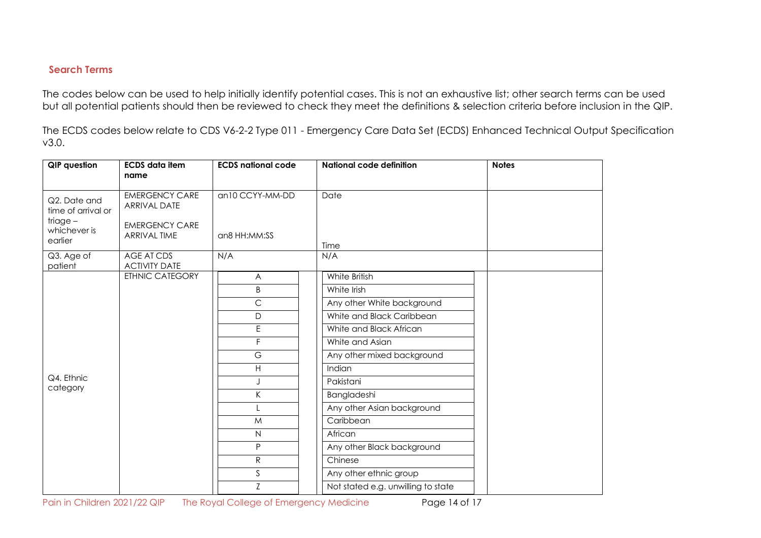## Search Terms

The codes below can be used to help initially identify potential cases. This is not an exhaustive list; other search terms can be used but all potential patients should then be reviewed to check they meet the definitions & selection criteria before inclusion in the QIP.

The ECDS codes below relate to CDS V6-2-2 Type 011 - Emergency Care Data Set (ECDS) Enhanced Technical Output Specification v3.0.

| QIP question | ECDS data item name | ECDS national code | National code definition | Notes |
|---|---|---|---|---|
| Q2. Date and time of arrival or triage – whichever is earlier | EMERGENCY CARE ARRIVAL DATE<br><br>EMERGENCY CARE ARRIVAL TIME | an10 CCYY-MM-DD<br><br>an8 HH:MM:SS | Date<br><br>Time | |
| Q3. Age of patient | AGE AT CDS ACTIVITY DATE | N/A | N/A | |
| Q4. Ethnic category | ETHNIC CATEGORY | A | White British | |
| | | B | White Irish | |
| | | C | Any other White background | |
| | | D | White and Black Caribbean | |
| | | E | White and Black African | |
| | | F | White and Asian | |
| | | G | Any other mixed background | |
| | | H | Indian | |
| | | J | Pakistani | |
| | | K | Bangladeshi | |
| | | L | Any other Asian background | |
| | | M | Caribbean | |
| | | N | African | |
| | | P | Any other Black background | |
| | | R | Chinese | |
| | | S | Any other ethnic group | |
| | | Z | Not stated e.g. unwilling to state | |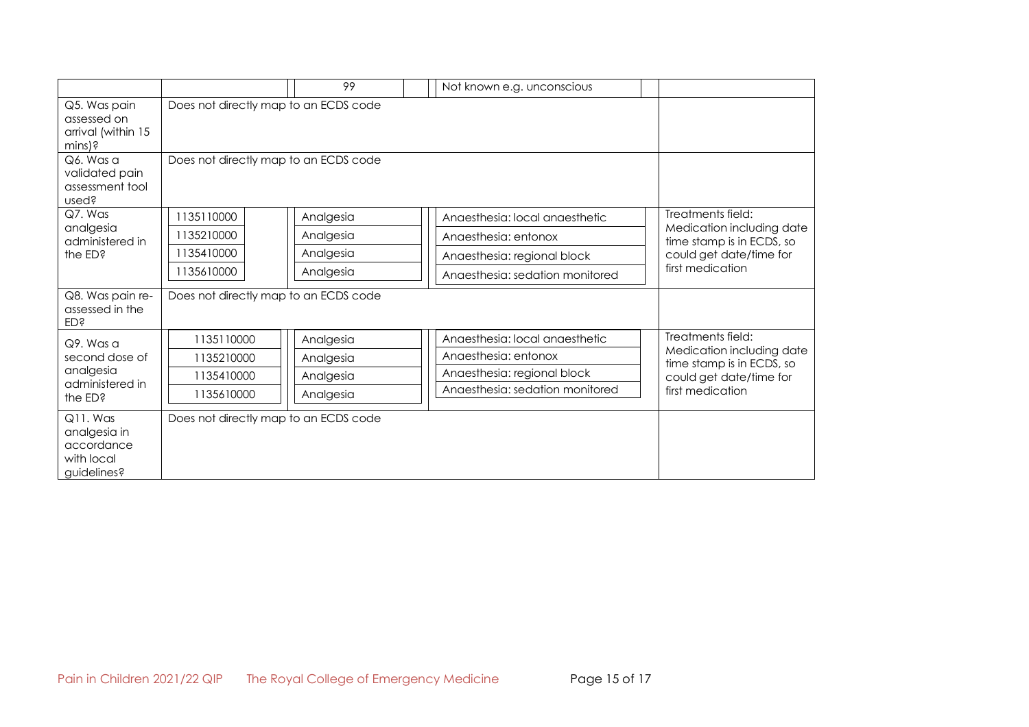| | | | | |
|---|---|---|---|---|
| | | 99 | Not known e.g. unconscious | |
| Q5. Was pain assessed on arrival (within 15 mins)? | Does not directly map to an ECDS code | | | |
| Q6. Was a validated pain assessment tool used? | Does not directly map to an ECDS code | | | |
| Q7. Was analgesia administered in the ED? | 1135110000 | Analgesia | Anaesthesia: local anaesthetic | Treatments field: Medication including date time stamp is in ECDS, so could get date/time for first medication |
| | 1135210000 | Analgesia | Anaesthesia: entonox | |
| | 1135410000 | Analgesia | Anaesthesia: regional block | |
| | 1135610000 | Analgesia | Anaesthesia: sedation monitored | |
| Q8. Was pain re-assessed in the ED? | Does not directly map to an ECDS code | | | |
| Q9. Was a second dose of analgesia administered in the ED? | 1135110000 | Analgesia | Anaesthesia: local anaesthetic | Treatments field: Medication including date time stamp is in ECDS, so could get date/time for first medication |
| | 1135210000 | Analgesia | Anaesthesia: entonox | |
| | 1135410000 | Analgesia | Anaesthesia: regional block | |
| | 1135610000 | Analgesia | Anaesthesia: sedation monitored | |
| Q11. Was analgesia in accordance with local guidelines? | Does not directly map to an ECDS code | | | |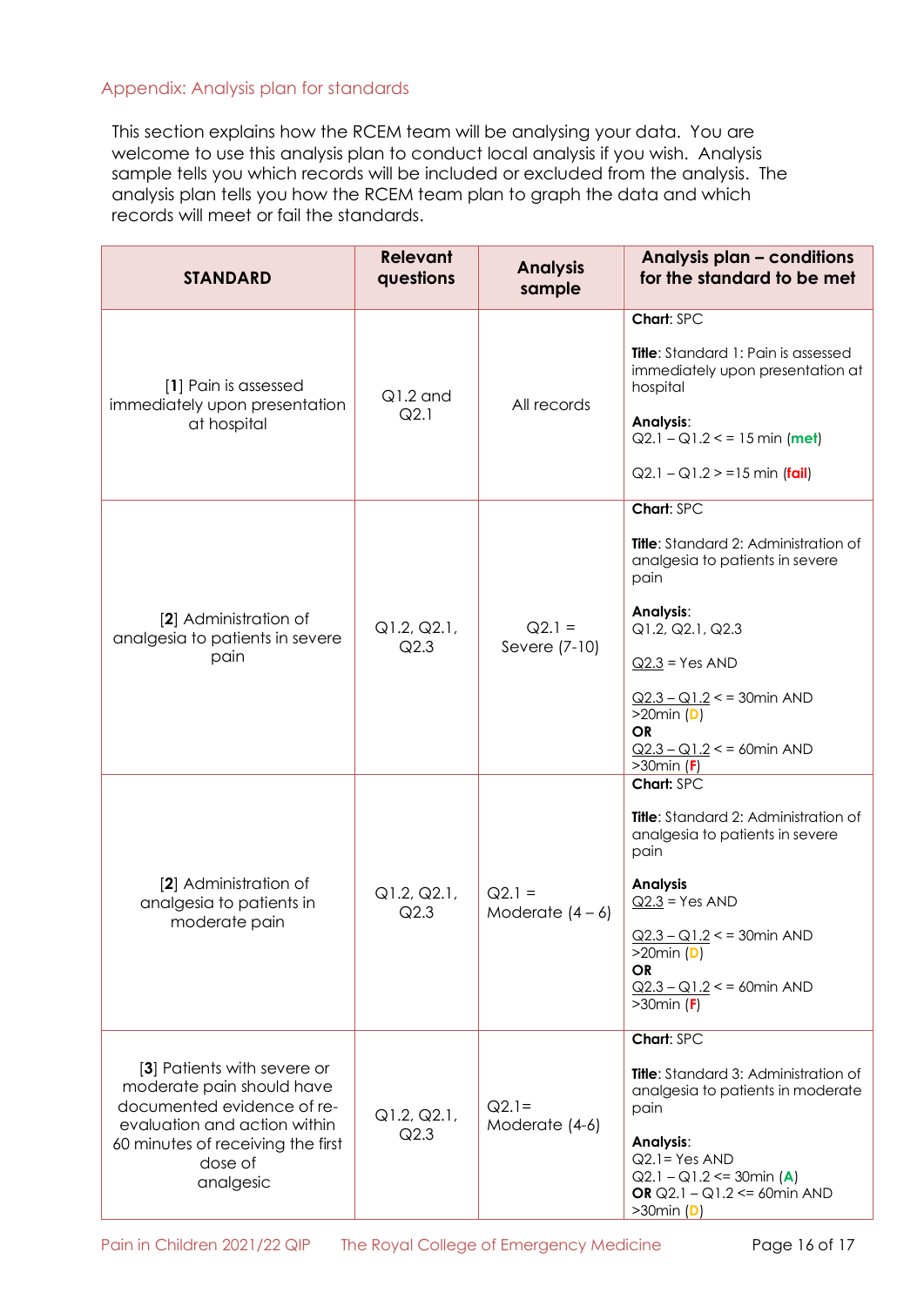## Appendix: Analysis plan for standards

This section explains how the RCEM team will be analysing your data. You are welcome to use this analysis plan to conduct local analysis if you wish. Analysis sample tells you which records will be included or excluded from the analysis. The analysis plan tells you how the RCEM team plan to graph the data and which records will meet or fail the standards.

| STANDARD | Relevant questions | Analysis sample | Analysis plan – conditions for the standard to be met |
|---|---|---|---|
| [**1**] Pain is assessed immediately upon presentation at hospital | Q1.2 and Q2.1 | All records | **Chart**: SPC<br><br>**Title**: Standard 1: Pain is assessed immediately upon presentation at hospital<br><br>**Analysis**:<br>Q2.1 – Q1.2 < = 15 min (**met**)<br><br>Q2.1 – Q1.2 > =15 min (**fail**) |
| [**2**] Administration of analgesia to patients in severe pain | Q1.2, Q2.1, Q2.3 | Q2.1 = Severe (7-10) | **Chart**: SPC<br><br>**Title**: Standard 2: Administration of analgesia to patients in severe pain<br><br>**Analysis**:<br>Q1.2, Q2.1, Q2.3<br><br>Q2.3 = Yes AND<br><br>Q2.3 – Q1.2 < = 30min AND >20min (**D**)<br>**OR**<br>Q2.3 – Q1.2 < = 60min AND >30min (**F**) |
| [**2**] Administration of analgesia to patients in moderate pain | Q1.2, Q2.1, Q2.3 | Q2.1 = Moderate (4 – 6) | **Chart**: SPC<br><br>**Title**: Standard 2: Administration of analgesia to patients in severe pain<br><br>**Analysis**<br>Q2.3 = Yes AND<br><br>Q2.3 – Q1.2 < = 30min AND >20min (**D**)<br>**OR**<br>Q2.3 – Q1.2 < = 60min AND >30min (**F**) |
| [**3**] Patients with severe or moderate pain should have documented evidence of re-evaluation and action within 60 minutes of receiving the first dose of analgesic | Q1.2, Q2.1, Q2.3 | Q2.1= Moderate (4-6) | **Chart**: SPC<br><br>**Title**: Standard 3: Administration of analgesia to patients in moderate pain<br><br>**Analysis**:<br>Q2.1= Yes AND<br>Q2.1 – Q1.2 <= 30min (**A**)<br>**OR** Q2.1 – Q1.2 <= 60min AND >30min (**D**) |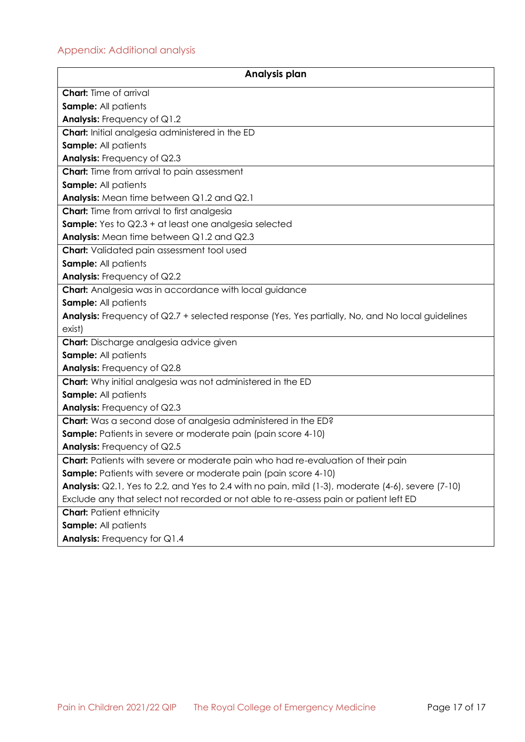## Appendix: Additional analysis

| Analysis plan |
| --- |
| **Chart:** Time of arrival<br>**Sample:** All patients<br>**Analysis:** Frequency of Q1.2 |
| **Chart:** Initial analgesia administered in the ED<br>**Sample:** All patients<br>**Analysis:** Frequency of Q2.3 |
| **Chart:** Time from arrival to pain assessment<br>**Sample:** All patients<br>**Analysis:** Mean time between Q1.2 and Q2.1 |
| **Chart:** Time from arrival to first analgesia<br>**Sample:** Yes to Q2.3 + at least one analgesia selected<br>**Analysis:** Mean time between Q1.2 and Q2.3 |
| **Chart:** Validated pain assessment tool used<br>**Sample:** All patients<br>**Analysis:** Frequency of Q2.2 |
| **Chart:** Analgesia was in accordance with local guidance<br>**Sample:** All patients<br>**Analysis:** Frequency of Q2.7 + selected response (Yes, Yes partially, No, and No local guidelines exist) |
| **Chart:** Discharge analgesia advice given<br>**Sample:** All patients<br>**Analysis:** Frequency of Q2.8 |
| **Chart:** Why initial analgesia was not administered in the ED<br>**Sample:** All patients<br>**Analysis:** Frequency of Q2.3 |
| **Chart:** Was a second dose of analgesia administered in the ED?<br>**Sample:** Patients in severe or moderate pain (pain score 4-10)<br>**Analysis:** Frequency of Q2.5 |
| **Chart:** Patients with severe or moderate pain who had re-evaluation of their pain<br>**Sample:** Patients with severe or moderate pain (pain score 4-10)<br>**Analysis:** Q2.1, Yes to 2.2, and Yes to 2.4 with no pain, mild (1-3), moderate (4-6), severe (7-10) Exclude any that select not recorded or not able to re-assess pain or patient left ED |
| **Chart:** Patient ethnicity<br>**Sample:** All patients<br>**Analysis:** Frequency for Q1.4 |